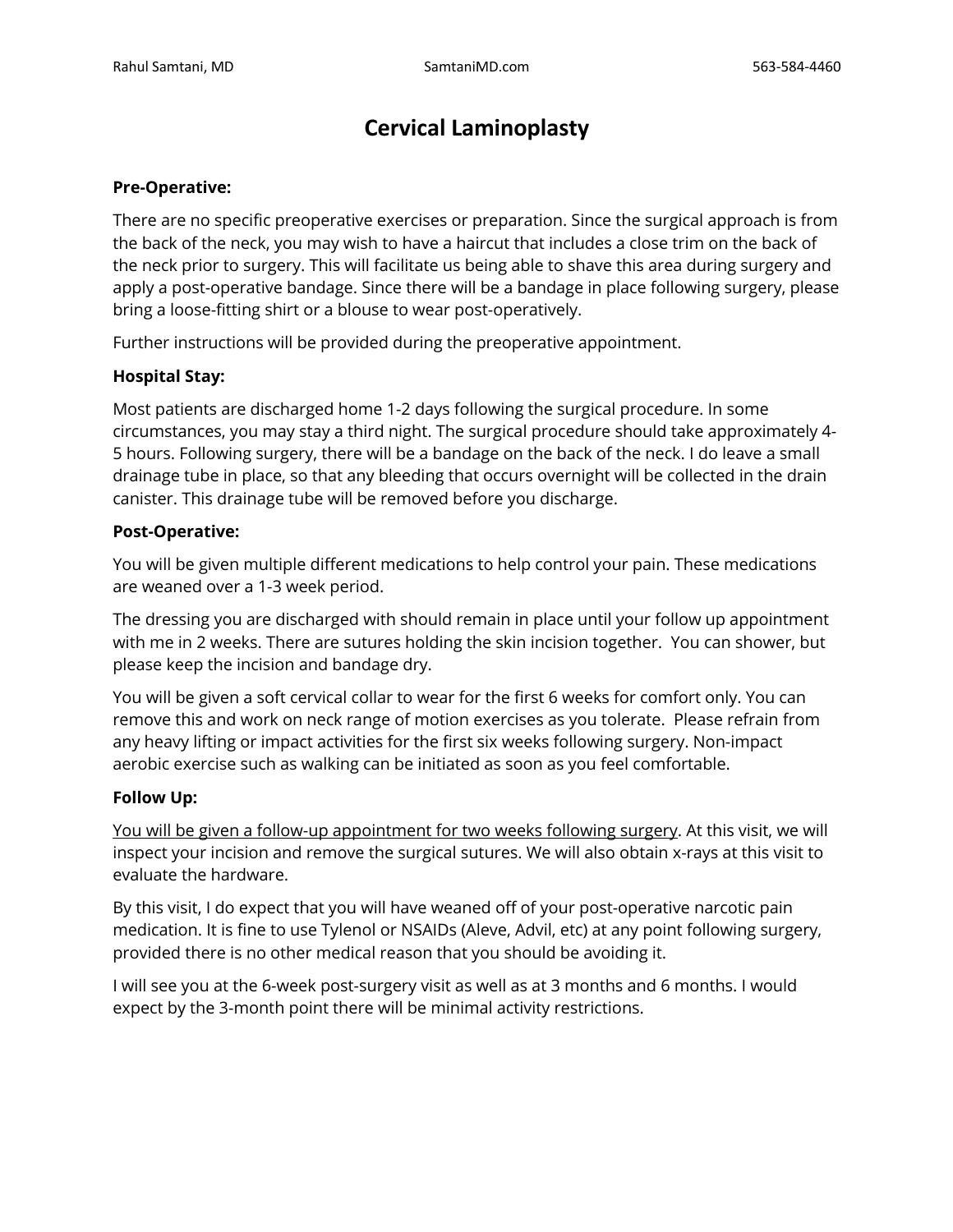# Cervical Laminoplasty

**Pre-Operative:**

There are no specific preoperative exercises or preparation. Since the surgical approach is from the back of the neck, you may wish to have a haircut that includes a close trim on the back of the neck prior to surgery. This will facilitate us being able to shave this area during surgery and apply a post-operative bandage. Since there will be a bandage in place following surgery, please bring a loose-fitting shirt or a blouse to wear post-operatively.

Further instructions will be provided during the preoperative appointment.

**Hospital Stay:**

Most patients are discharged home 1-2 days following the surgical procedure. In some circumstances, you may stay a third night. The surgical procedure should take approximately 4-5 hours. Following surgery, there will be a bandage on the back of the neck. I do leave a small drainage tube in place, so that any bleeding that occurs overnight will be collected in the drain canister. This drainage tube will be removed before you discharge.

**Post-Operative:**

You will be given multiple different medications to help control your pain. These medications are weaned over a 1-3 week period.

The dressing you are discharged with should remain in place until your follow up appointment with me in 2 weeks. There are sutures holding the skin incision together. You can shower, but please keep the incision and bandage dry.

You will be given a soft cervical collar to wear for the first 6 weeks for comfort only. You can remove this and work on neck range of motion exercises as you tolerate. Please refrain from any heavy lifting or impact activities for the first six weeks following surgery. Non-impact aerobic exercise such as walking can be initiated as soon as you feel comfortable.

**Follow Up:**

<u>You will be given a follow-up appointment for two weeks following surgery</u>. At this visit, we will inspect your incision and remove the surgical sutures. We will also obtain x-rays at this visit to evaluate the hardware.

By this visit, I do expect that you will have weaned off of your post-operative narcotic pain medication. It is fine to use Tylenol or NSAIDs (Aleve, Advil, etc) at any point following surgery, provided there is no other medical reason that you should be avoiding it.

I will see you at the 6-week post-surgery visit as well as at 3 months and 6 months. I would expect by the 3-month point there will be minimal activity restrictions.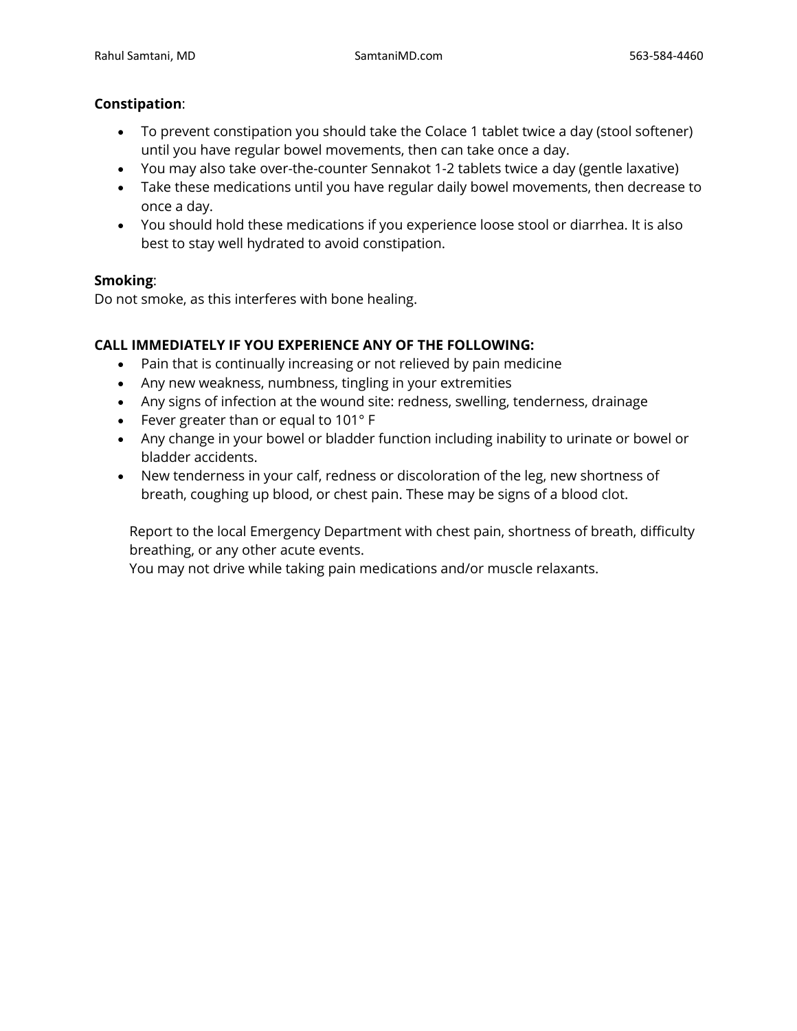**Constipation**:

- To prevent constipation you should take the Colace 1 tablet twice a day (stool softener) until you have regular bowel movements, then can take once a day.
- You may also take over-the-counter Sennakot 1-2 tablets twice a day (gentle laxative)
- Take these medications until you have regular daily bowel movements, then decrease to once a day.
- You should hold these medications if you experience loose stool or diarrhea. It is also best to stay well hydrated to avoid constipation.

**Smoking**:
Do not smoke, as this interferes with bone healing.

**CALL IMMEDIATELY IF YOU EXPERIENCE ANY OF THE FOLLOWING:**

- Pain that is continually increasing or not relieved by pain medicine
- Any new weakness, numbness, tingling in your extremities
- Any signs of infection at the wound site: redness, swelling, tenderness, drainage
- Fever greater than or equal to 101° F
- Any change in your bowel or bladder function including inability to urinate or bowel or bladder accidents.
- New tenderness in your calf, redness or discoloration of the leg, new shortness of breath, coughing up blood, or chest pain. These may be signs of a blood clot.

Report to the local Emergency Department with chest pain, shortness of breath, difficulty breathing, or any other acute events.
You may not drive while taking pain medications and/or muscle relaxants.